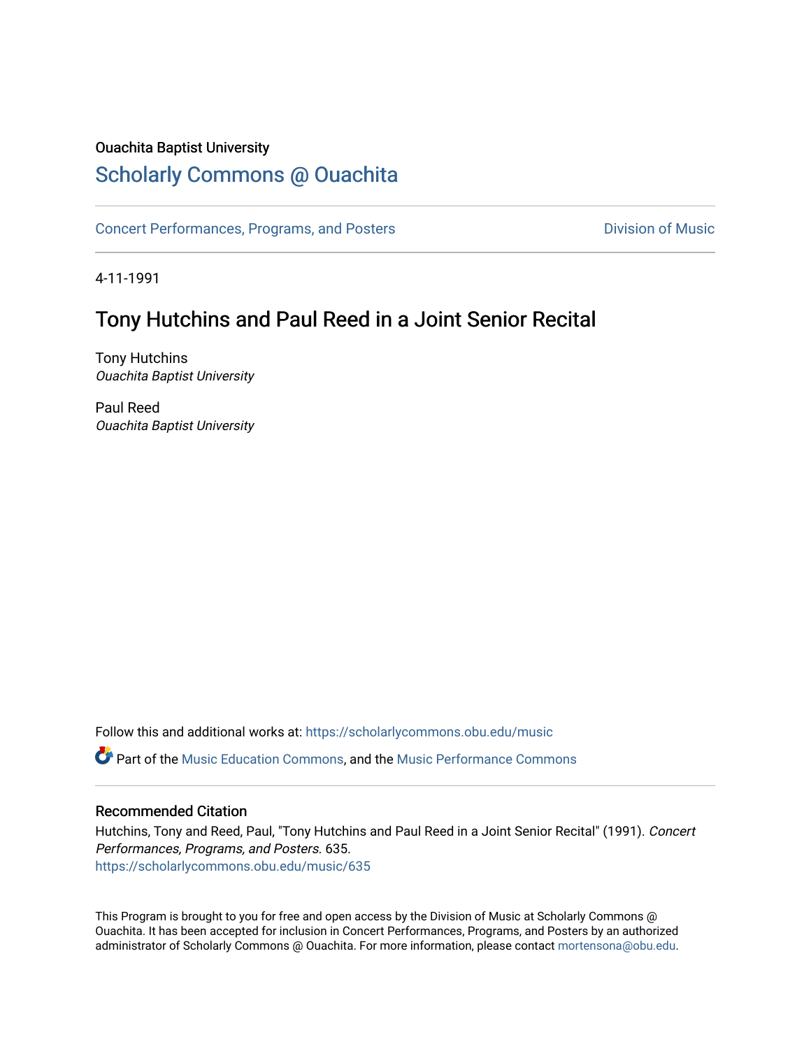Ouachita Baptist University

# Scholarly Commons @ Ouachita

Concert Performances, Programs, and Posters

Division of Music

4-11-1991

## Tony Hutchins and Paul Reed in a Joint Senior Recital

Tony Hutchins
*Ouachita Baptist University*

Paul Reed
*Ouachita Baptist University*

Follow this and additional works at: https://scholarlycommons.obu.edu/music

Part of the Music Education Commons, and the Music Performance Commons

### Recommended Citation

Hutchins, Tony and Reed, Paul, "Tony Hutchins and Paul Reed in a Joint Senior Recital" (1991). *Concert Performances, Programs, and Posters*. 635.
https://scholarlycommons.obu.edu/music/635

This Program is brought to you for free and open access by the Division of Music at Scholarly Commons @ Ouachita. It has been accepted for inclusion in Concert Performances, Programs, and Posters by an authorized administrator of Scholarly Commons @ Ouachita. For more information, please contact mortensona@obu.edu.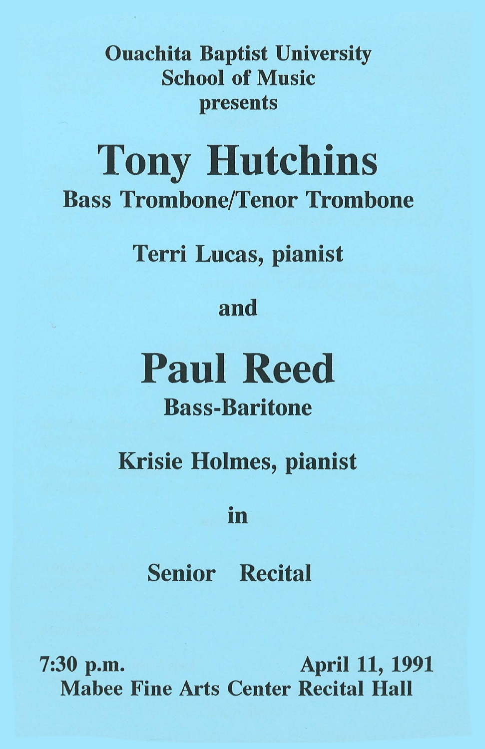**Ouachita Baptist University**
**School of Music**
**presents**

# Tony Hutchins

## Bass Trombone/Tenor Trombone

**Terri Lucas, pianist**

**and**

# Paul Reed

## Bass-Baritone

**Krisie Holmes, pianist**

**in**

**Senior Recital**

**7:30 p.m.** **April 11, 1991**
**Mabee Fine Arts Center Recital Hall**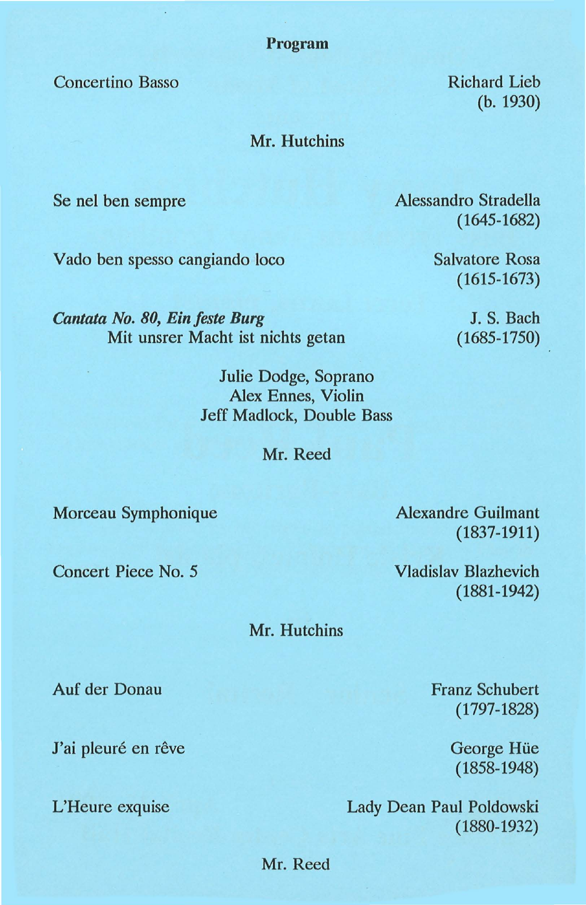# Program

Concertino Basso — Richard Lieb (b. 1930)

Mr. Hutchins

Se nel ben sempre — Alessandro Stradella (1645-1682)

Vado ben spesso cangiando loco — Salvatore Rosa (1615-1673)

***Cantata No. 80, Ein feste Burg*** — J. S. Bach (1685-1750)
Mit unsrer Macht ist nichts getan

Julie Dodge, Soprano
Alex Ennes, Violin
Jeff Madlock, Double Bass

Mr. Reed

Morceau Symphonique — Alexandre Guilmant (1837-1911)

Concert Piece No. 5 — Vladislav Blazhevich (1881-1942)

Mr. Hutchins

Auf der Donau — Franz Schubert (1797-1828)

J'ai pleuré en rêve — George Hüe (1858-1948)

L'Heure exquise — Lady Dean Paul Poldowski (1880-1932)

Mr. Reed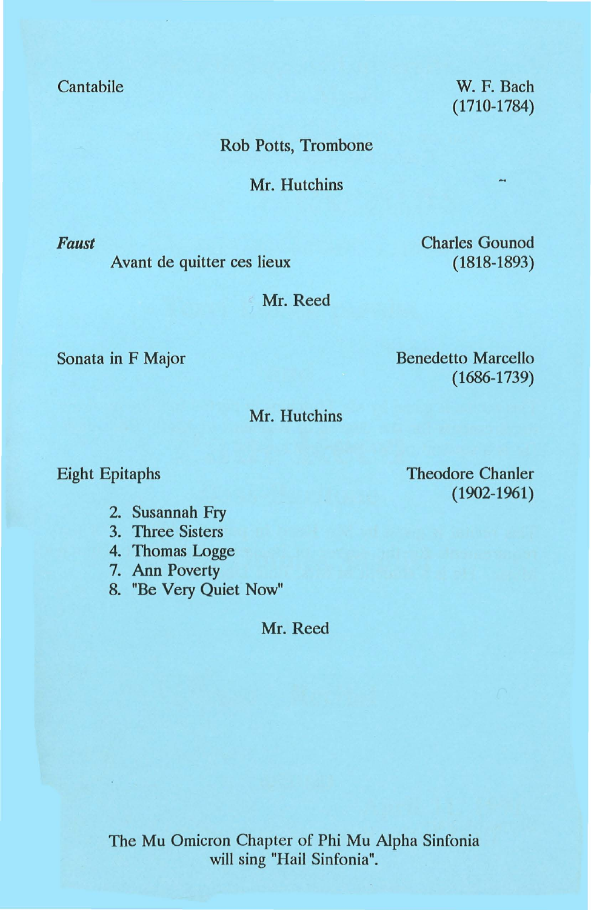Cantabile — W. F. Bach (1710-1784)

Rob Potts, Trombone

Mr. Hutchins

***Faust*** — Charles Gounod (1818-1893)

Avant de quitter ces lieux

Mr. Reed

Sonata in F Major — Benedetto Marcello (1686-1739)

Mr. Hutchins

Eight Epitaphs — Theodore Chanler (1902-1961)

2. Susannah Fry
3. Three Sisters
4. Thomas Logge
7. Ann Poverty
8. "Be Very Quiet Now"

Mr. Reed

The Mu Omicron Chapter of Phi Mu Alpha Sinfonia will sing "Hail Sinfonia".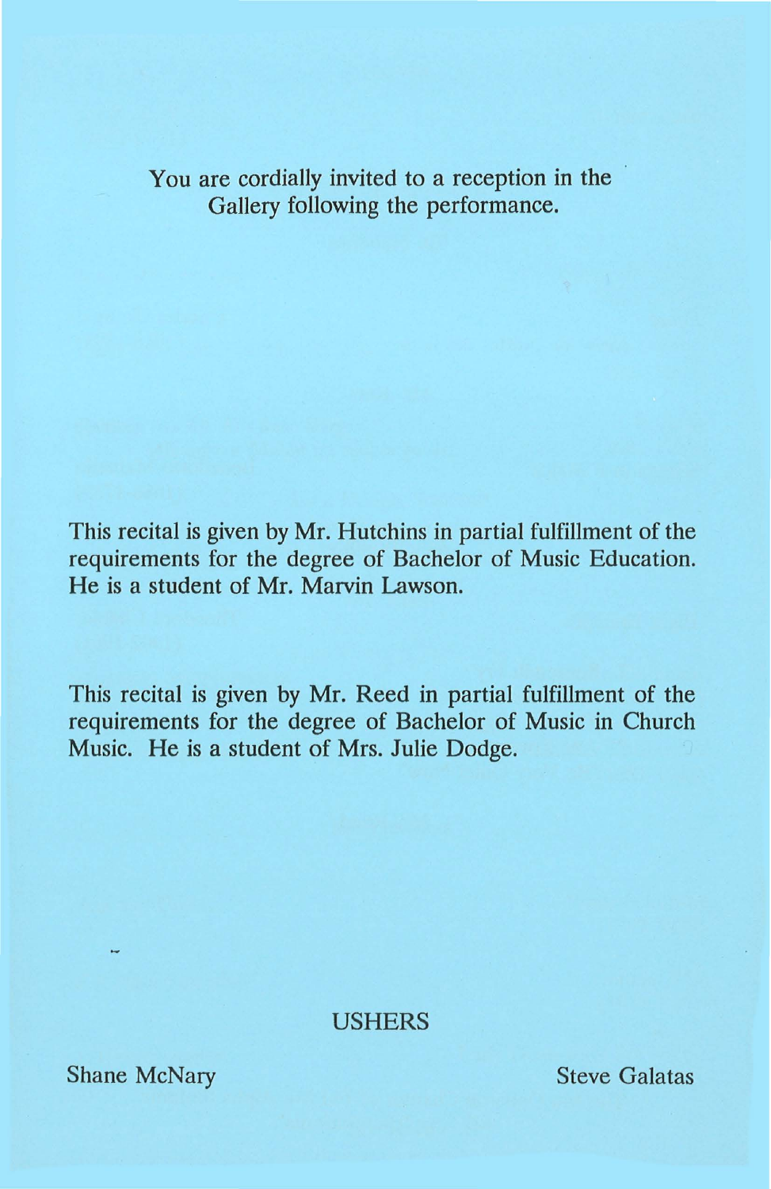You are cordially invited to a reception in the Gallery following the performance.

This recital is given by Mr. Hutchins in partial fulfillment of the requirements for the degree of Bachelor of Music Education. He is a student of Mr. Marvin Lawson.

This recital is given by Mr. Reed in partial fulfillment of the requirements for the degree of Bachelor of Music in Church Music. He is a student of Mrs. Julie Dodge.

## USHERS

Shane McNary

Steve Galatas